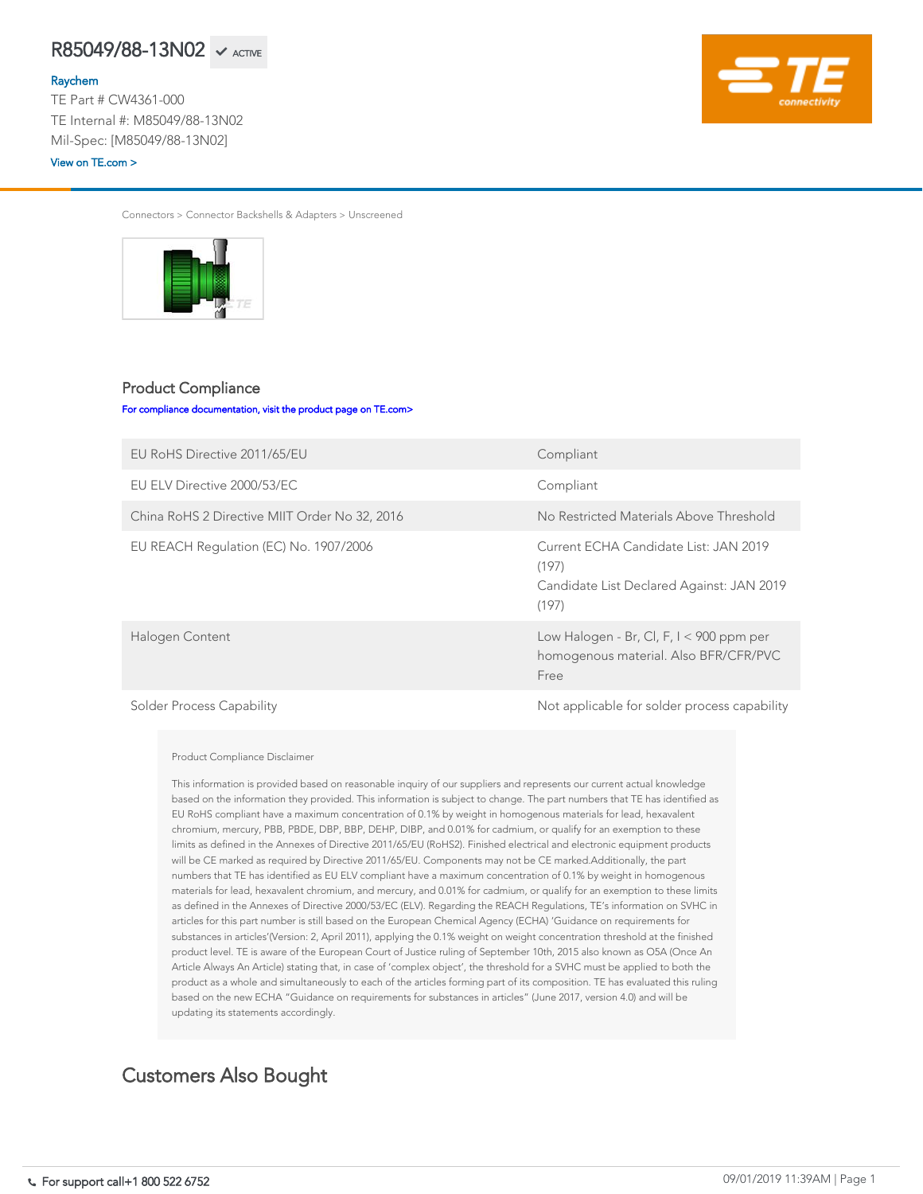# R85049/88-13N02 ✔ ACTIVE

Raychem
TE Part # CW4361-000
TE Internal #: M85049/88-13N02
Mil-Spec: [M85049/88-13N02]
View on TE.com >

Connectors > Connector Backshells & Adapters > Unscreened

## Product Compliance

For compliance documentation, visit the product page on TE.com>

| | |
|---|---|
| EU RoHS Directive 2011/65/EU | Compliant |
| EU ELV Directive 2000/53/EC | Compliant |
| China RoHS 2 Directive MIIT Order No 32, 2016 | No Restricted Materials Above Threshold |
| EU REACH Regulation (EC) No. 1907/2006 | Current ECHA Candidate List: JAN 2019 (197)<br>Candidate List Declared Against: JAN 2019 (197) |
| Halogen Content | Low Halogen - Br, Cl, F, I < 900 ppm per homogenous material. Also BFR/CFR/PVC Free |
| Solder Process Capability | Not applicable for solder process capability |

Product Compliance Disclaimer

This information is provided based on reasonable inquiry of our suppliers and represents our current actual knowledge based on the information they provided. This information is subject to change. The part numbers that TE has identified as EU RoHS compliant have a maximum concentration of 0.1% by weight in homogenous materials for lead, hexavalent chromium, mercury, PBB, PBDE, DBP, BBP, DEHP, DIBP, and 0.01% for cadmium, or qualify for an exemption to these limits as defined in the Annexes of Directive 2011/65/EU (RoHS2). Finished electrical and electronic equipment products will be CE marked as required by Directive 2011/65/EU. Components may not be CE marked.Additionally, the part numbers that TE has identified as EU ELV compliant have a maximum concentration of 0.1% by weight in homogenous materials for lead, hexavalent chromium, and mercury, and 0.01% for cadmium, or qualify for an exemption to these limits as defined in the Annexes of Directive 2000/53/EC (ELV). Regarding the REACH Regulations, TE's information on SVHC in articles for this part number is still based on the European Chemical Agency (ECHA) 'Guidance on requirements for substances in articles'(Version: 2, April 2011), applying the 0.1% weight on weight concentration threshold at the finished product level. TE is aware of the European Court of Justice ruling of September 10th, 2015 also known as O5A (Once An Article Always An Article) stating that, in case of 'complex object', the threshold for a SVHC must be applied to both the product as a whole and simultaneously to each of the articles forming part of its composition. TE has evaluated this ruling based on the new ECHA "Guidance on requirements for substances in articles" (June 2017, version 4.0) and will be updating its statements accordingly.

## Customers Also Bought

For support call+1 800 522 6752

09/01/2019 11:39AM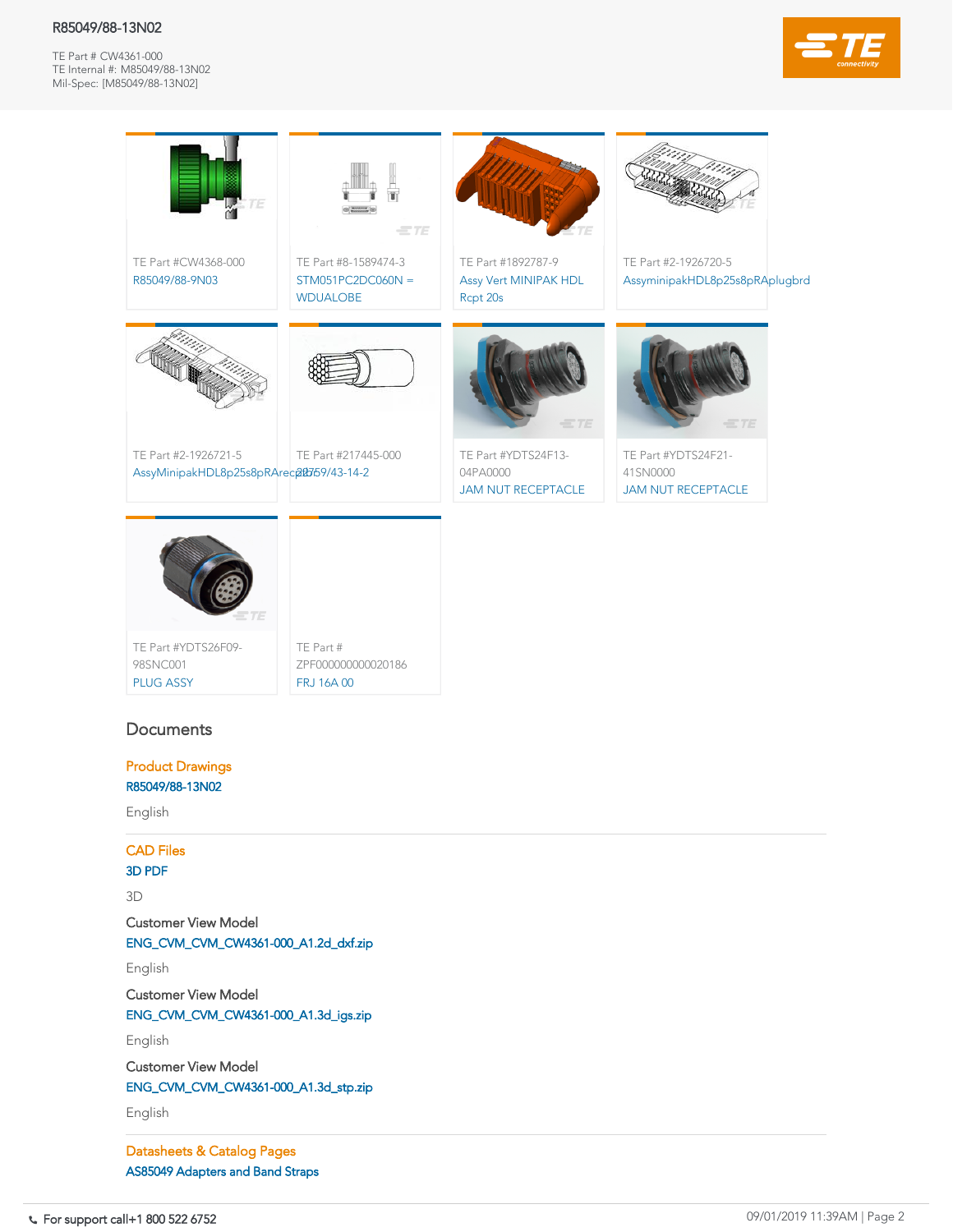R85049/88-13N02

TE Part # CW4361-000
TE Internal #: M85049/88-13N02
Mil-Spec: [M85049/88-13N02]

TE Part #CW4368-000
R85049/88-9N03

TE Part #8-1589474-3
STM051PC2DC060N = WDUALOBE

TE Part #1892787-9
Assy Vert MINIPAK HDL Rcpt 20s

TE Part #2-1926720-5
AssyminipakHDL8p25s8pRAplugbrd

TE Part #2-1926721-5
AssyMinipakHDL8p25s8pRArecp

TE Part #217445-000
22759/43-14-2

TE Part #YDTS24F13-04PA0000
JAM NUT RECEPTACLE

TE Part #YDTS24F21-41SN0000
JAM NUT RECEPTACLE

TE Part #YDTS26F09-98SNC001
PLUG ASSY

TE Part # ZPF000000000020186
FRJ 16A 00

## Documents

### Product Drawings

R85049/88-13N02

English

### CAD Files

3D PDF

3D

Customer View Model

ENG_CVM_CVM_CW4361-000_A1.2d_dxf.zip

English

Customer View Model

ENG_CVM_CVM_CW4361-000_A1.3d_igs.zip

English

Customer View Model

ENG_CVM_CVM_CW4361-000_A1.3d_stp.zip

English

### Datasheets & Catalog Pages

AS85049 Adapters and Band Straps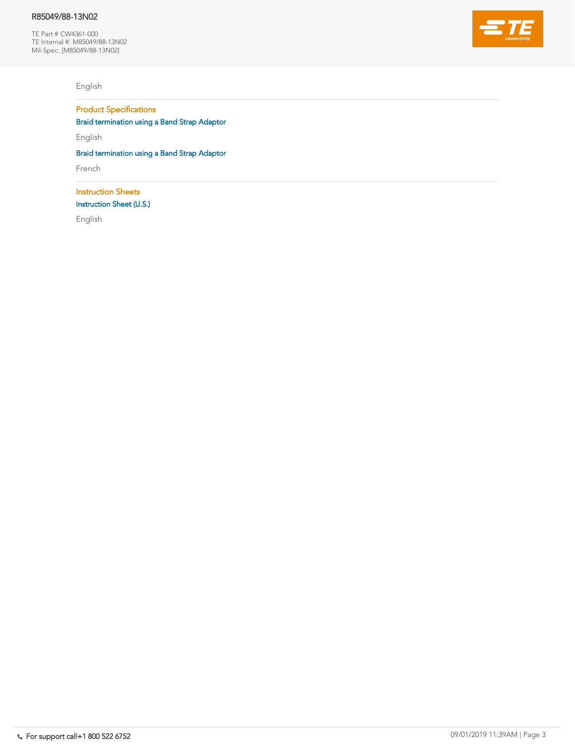English

## Product Specifications

Braid termination using a Band Strap Adaptor

English

Braid termination using a Band Strap Adaptor

French

## Instruction Sheets

Instruction Sheet (U.S.)

English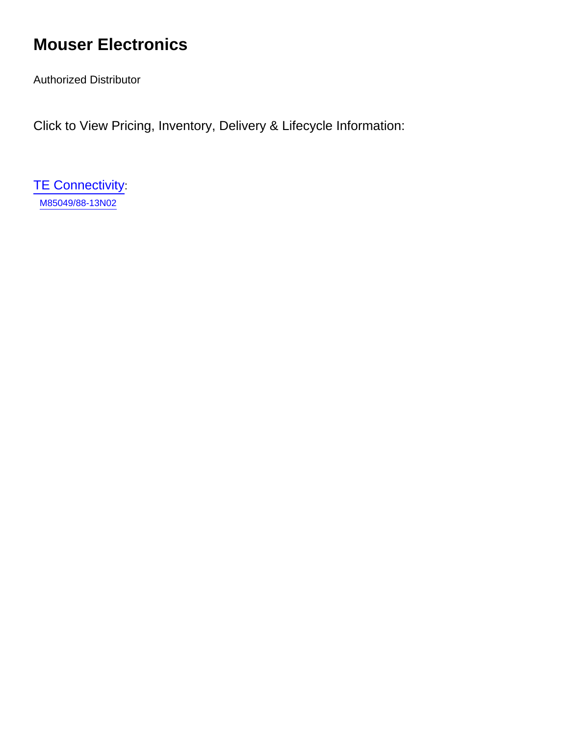# Mouser Electronics

Authorized Distributor

Click to View Pricing, Inventory, Delivery & Lifecycle Information:

TE Connectivity:

M85049/88-13N02